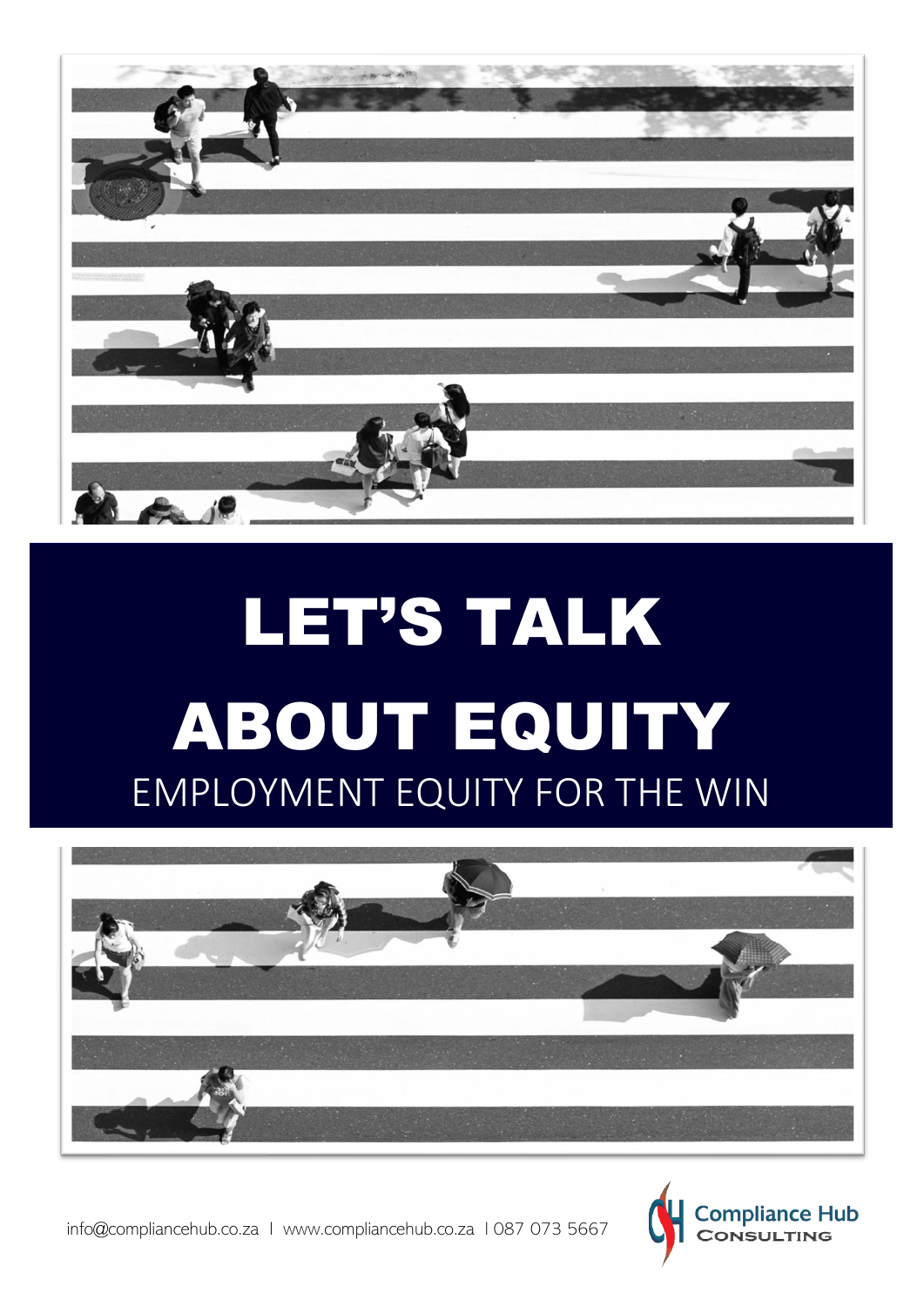# LET'S TALK ABOUT EQUITY

## EMPLOYMENT EQUITY FOR THE WIN

info@compliancehub.co.za | www.compliancehub.co.za | 087 073 5667

Compliance Hub Consulting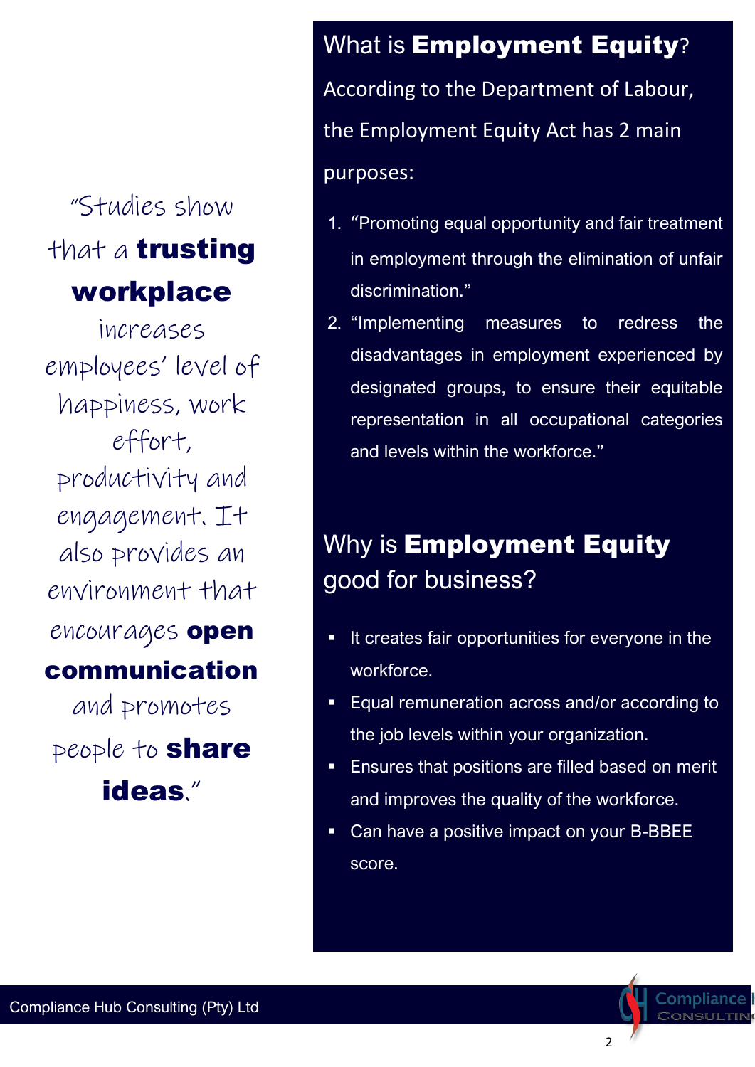"Studies show that a **trusting workplace** increases employees' level of happiness, work effort, productivity and engagement. It also provides an environment that encourages **open communication** and promotes people to **share ideas**."

## What is **Employment Equity**?

According to the Department of Labour, the Employment Equity Act has 2 main purposes:

1. "Promoting equal opportunity and fair treatment in employment through the elimination of unfair discrimination."
2. "Implementing measures to redress the disadvantages in employment experienced by designated groups, to ensure their equitable representation in all occupational categories and levels within the workforce."

## Why is **Employment Equity** good for business?

- It creates fair opportunities for everyone in the workforce.
- Equal remuneration across and/or according to the job levels within your organization.
- Ensures that positions are filled based on merit and improves the quality of the workforce.
- Can have a positive impact on your B-BBEE score.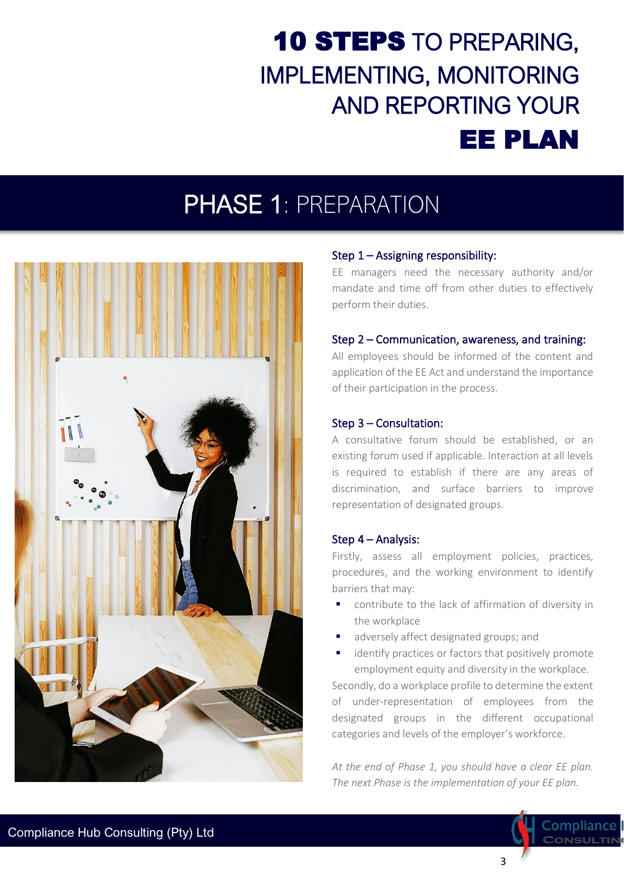# **10 STEPS** TO PREPARING, IMPLEMENTING, MONITORING AND REPORTING YOUR **EE PLAN**

## PHASE 1: PREPARATION

### Step 1 – Assigning responsibility:

EE managers need the necessary authority and/or mandate and time off from other duties to effectively perform their duties.

### Step 2 – Communication, awareness, and training:

All employees should be informed of the content and application of the EE Act and understand the importance of their participation in the process.

### Step 3 – Consultation:

A consultative forum should be established, or an existing forum used if applicable. Interaction at all levels is required to establish if there are any areas of discrimination, and surface barriers to improve representation of designated groups.

### Step 4 – Analysis:

Firstly, assess all employment policies, practices, procedures, and the working environment to identify barriers that may:

- contribute to the lack of affirmation of diversity in the workplace
- adversely affect designated groups; and
- identify practices or factors that positively promote employment equity and diversity in the workplace.

Secondly, do a workplace profile to determine the extent of under-representation of employees from the designated groups in the different occupational categories and levels of the employer's workforce.

*At the end of Phase 1, you should have a clear EE plan. The next Phase is the implementation of your EE plan.*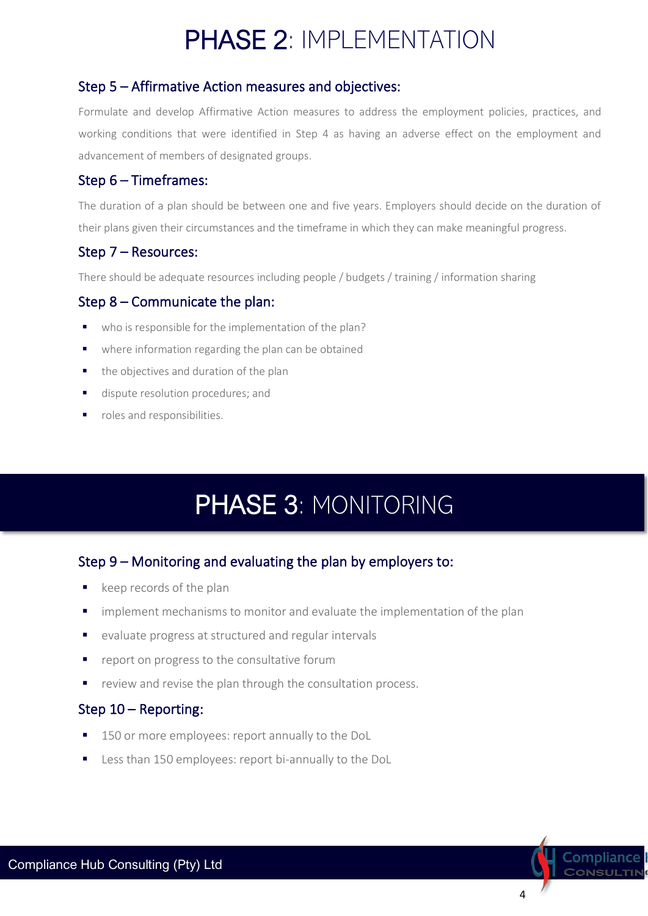# PHASE 2: IMPLEMENTATION

## Step 5 – Affirmative Action measures and objectives:

Formulate and develop Affirmative Action measures to address the employment policies, practices, and working conditions that were identified in Step 4 as having an adverse effect on the employment and advancement of members of designated groups.

## Step 6 – Timeframes:

The duration of a plan should be between one and five years. Employers should decide on the duration of their plans given their circumstances and the timeframe in which they can make meaningful progress.

## Step 7 – Resources:

There should be adequate resources including people / budgets / training / information sharing

## Step 8 – Communicate the plan:

- who is responsible for the implementation of the plan?
- where information regarding the plan can be obtained
- the objectives and duration of the plan
- dispute resolution procedures; and
- roles and responsibilities.

# PHASE 3: MONITORING

## Step 9 – Monitoring and evaluating the plan by employers to:

- keep records of the plan
- implement mechanisms to monitor and evaluate the implementation of the plan
- evaluate progress at structured and regular intervals
- report on progress to the consultative forum
- review and revise the plan through the consultation process.

## Step 10 – Reporting:

- 150 or more employees: report annually to the DoL
- Less than 150 employees: report bi-annually to the DoL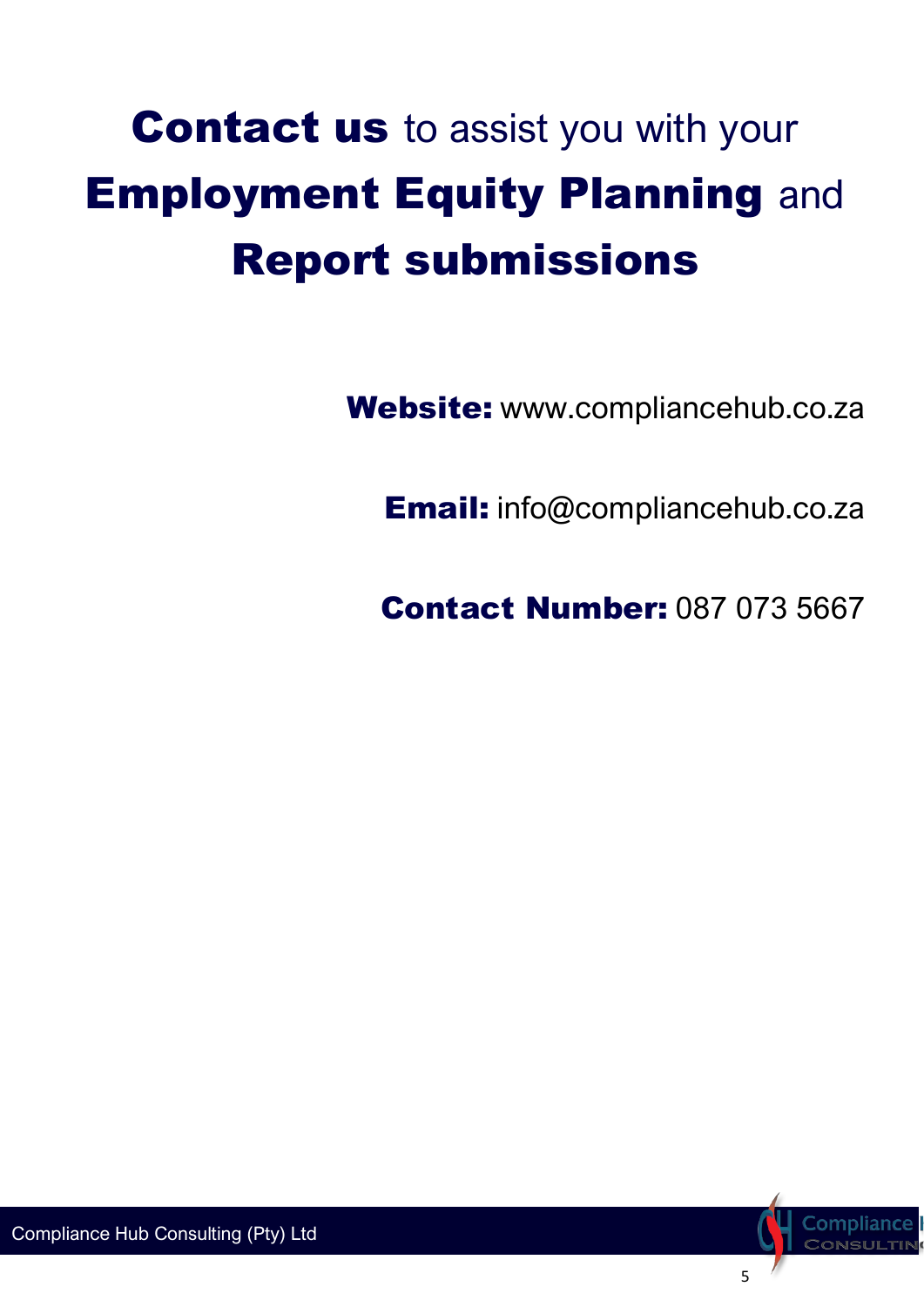# **Contact us** to assist you with your **Employment Equity Planning** and **Report submissions**

**Website:** www.compliancehub.co.za

**Email:** info@compliancehub.co.za

**Contact Number:** 087 073 5667